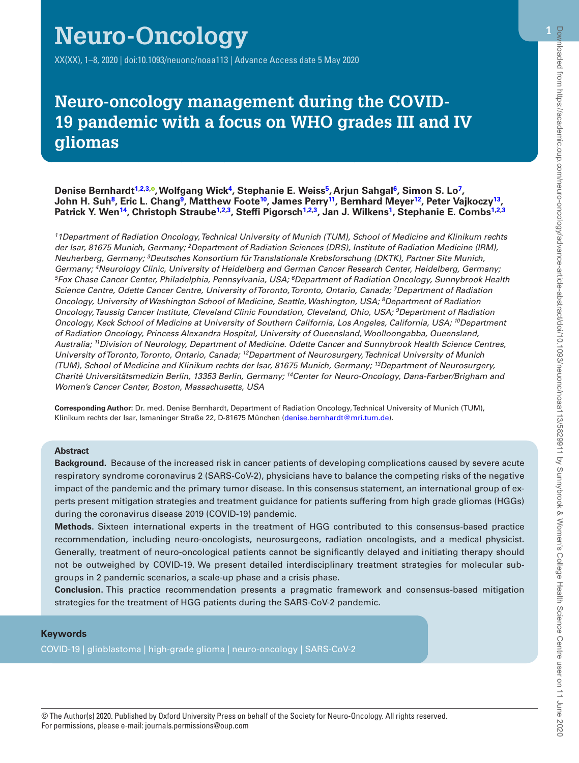# Neuro-oncology management during the COVID-19 pandemic with a focus on WHO grades III and IV gliomas

**Denise Bernhardt**[1,2,3], **Wolfgang Wick**[4], **Stephanie E. Weiss**[5], **Arjun Sahgal**[6], **Simon S. Lo**[7], **John H. Suh**[8], **Eric L. Chang**[9], **Matthew Foote**[10], **James Perry**[11], **Bernhard Meyer**[12], **Peter Vajkoczy**[13], **Patrick Y. Wen**[14], **Christoph Straube**[1,2,3], **Steffi Pigorsch**[1,2,3], **Jan J. Wilkens**[1], **Stephanie E. Combs**[1,2,3]

*[1]1Department of Radiation Oncology, Technical University of Munich (TUM), School of Medicine and Klinikum rechts der Isar, 81675 Munich, Germany; [2]Department of Radiation Sciences (DRS), Institute of Radiation Medicine (IRM), Neuherberg, Germany; [3]Deutsches Konsortium für Translationale Krebsforschung (DKTK), Partner Site Munich, Germany; [4]Neurology Clinic, University of Heidelberg and German Cancer Research Center, Heidelberg, Germany; [5]Fox Chase Cancer Center, Philadelphia, Pennsylvania, USA; [6]Department of Radiation Oncology, Sunnybrook Health Science Centre, Odette Cancer Centre, University of Toronto, Toronto, Ontario, Canada; [7]Department of Radiation Oncology, University of Washington School of Medicine, Seattle, Washington, USA; [8]Department of Radiation Oncology, Taussig Cancer Institute, Cleveland Clinic Foundation, Cleveland, Ohio, USA; [9]Department of Radiation Oncology, Keck School of Medicine at University of Southern California, Los Angeles, California, USA; [10]Department of Radiation Oncology, Princess Alexandra Hospital, University of Queensland, Woolloongabba, Queensland, Australia; [11]Division of Neurology, Department of Medicine. Odette Cancer and Sunnybrook Health Science Centres, University of Toronto, Toronto, Ontario, Canada; [12]Department of Neurosurgery, Technical University of Munich (TUM), School of Medicine and Klinikum rechts der Isar, 81675 Munich, Germany; [13]Department of Neurosurgery, Charité Universitätsmedizin Berlin, 13353 Berlin, Germany; [14]Center for Neuro-Oncology, Dana-Farber/Brigham and Women's Cancer Center, Boston, Massachusetts, USA*

**Corresponding Author:** Dr. med. Denise Bernhardt, Department of Radiation Oncology, Technical University of Munich (TUM), Klinikum rechts der Isar, Ismaninger Straße 22, D-81675 München (denise.bernhardt@mri.tum.de).

## Abstract

**Background.** Because of the increased risk in cancer patients of developing complications caused by severe acute respiratory syndrome coronavirus 2 (SARS-CoV-2), physicians have to balance the competing risks of the negative impact of the pandemic and the primary tumor disease. In this consensus statement, an international group of experts present mitigation strategies and treatment guidance for patients suffering from high grade gliomas (HGGs) during the coronavirus disease 2019 (COVID-19) pandemic.

**Methods.** Sixteen international experts in the treatment of HGG contributed to this consensus-based practice recommendation, including neuro-oncologists, neurosurgeons, radiation oncologists, and a medical physicist. Generally, treatment of neuro-oncological patients cannot be significantly delayed and initiating therapy should not be outweighed by COVID-19. We present detailed interdisciplinary treatment strategies for molecular subgroups in 2 pandemic scenarios, a scale-up phase and a crisis phase.

**Conclusion.** This practice recommendation presents a pragmatic framework and consensus-based mitigation strategies for the treatment of HGG patients during the SARS-CoV-2 pandemic.

## Keywords

COVID-19 | glioblastoma | high-grade glioma | neuro-oncology | SARS-CoV-2

© The Author(s) 2020. Published by Oxford University Press on behalf of the Society for Neuro-Oncology. All rights reserved. For permissions, please e-mail: journals.permissions@oup.com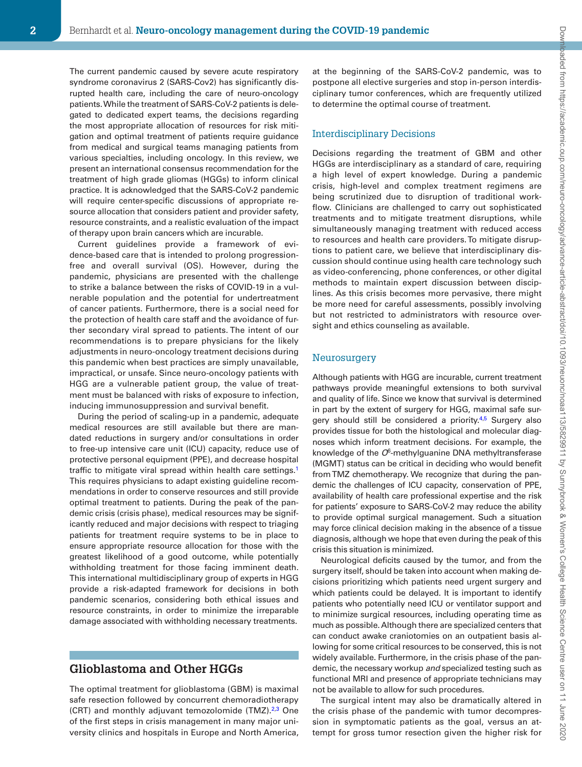The current pandemic caused by severe acute respiratory syndrome coronavirus 2 (SARS-Cov2) has significantly disrupted health care, including the care of neuro-oncology patients. While the treatment of SARS-CoV-2 patients is delegated to dedicated expert teams, the decisions regarding the most appropriate allocation of resources for risk mitigation and optimal treatment of patients require guidance from medical and surgical teams managing patients from various specialties, including oncology. In this review, we present an international consensus recommendation for the treatment of high grade gliomas (HGGs) to inform clinical practice. It is acknowledged that the SARS-CoV-2 pandemic will require center-specific discussions of appropriate resource allocation that considers patient and provider safety, resource constraints, and a realistic evaluation of the impact of therapy upon brain cancers which are incurable.

Current guidelines provide a framework of evidence-based care that is intended to prolong progression-free and overall survival (OS). However, during the pandemic, physicians are presented with the challenge to strike a balance between the risks of COVID-19 in a vulnerable population and the potential for undertreatment of cancer patients. Furthermore, there is a social need for the protection of health care staff and the avoidance of further secondary viral spread to patients. The intent of our recommendations is to prepare physicians for the likely adjustments in neuro-oncology treatment decisions during this pandemic when best practices are simply unavailable, impractical, or unsafe. Since neuro-oncology patients with HGG are a vulnerable patient group, the value of treatment must be balanced with risks of exposure to infection, inducing immunosuppression and survival benefit.

During the period of scaling-up in a pandemic, adequate medical resources are still available but there are mandated reductions in surgery and/or consultations in order to free-up intensive care unit (ICU) capacity, reduce use of protective personal equipment (PPE), and decrease hospital traffic to mitigate viral spread within health care settings.[1] This requires physicians to adapt existing guideline recommendations in order to conserve resources and still provide optimal treatment to patients. During the peak of the pandemic crisis (crisis phase), medical resources may be significantly reduced and major decisions with respect to triaging patients for treatment require systems to be in place to ensure appropriate resource allocation for those with the greatest likelihood of a good outcome, while potentially withholding treatment for those facing imminent death. This international multidisciplinary group of experts in HGG provide a risk-adapted framework for decisions in both pandemic scenarios, considering both ethical issues and resource constraints, in order to minimize the irreparable damage associated with withholding necessary treatments.

## Glioblastoma and Other HGGs

The optimal treatment for glioblastoma (GBM) is maximal safe resection followed by concurrent chemoradiotherapy (CRT) and monthly adjuvant temozolomide (TMZ).[2,3] One of the first steps in crisis management in many major university clinics and hospitals in Europe and North America, at the beginning of the SARS-CoV-2 pandemic, was to postpone all elective surgeries and stop in-person interdisciplinary tumor conferences, which are frequently utilized to determine the optimal course of treatment.

### Interdisciplinary Decisions

Decisions regarding the treatment of GBM and other HGGs are interdisciplinary as a standard of care, requiring a high level of expert knowledge. During a pandemic crisis, high-level and complex treatment regimens are being scrutinized due to disruption of traditional workflow. Clinicians are challenged to carry out sophisticated treatments and to mitigate treatment disruptions, while simultaneously managing treatment with reduced access to resources and health care providers. To mitigate disruptions to patient care, we believe that interdisciplinary discussion should continue using health care technology such as video-conferencing, phone conferences, or other digital methods to maintain expert discussion between disciplines. As this crisis becomes more pervasive, there might be more need for careful assessments, possibly involving but not restricted to administrators with resource oversight and ethics counseling as available.

### Neurosurgery

Although patients with HGG are incurable, current treatment pathways provide meaningful extensions to both survival and quality of life. Since we know that survival is determined in part by the extent of surgery for HGG, maximal safe surgery should still be considered a priority.[4,5] Surgery also provides tissue for both the histological and molecular diagnoses which inform treatment decisions. For example, the knowledge of the $O^6$-methylguanine DNA methyltransferase (MGMT) status can be critical in deciding who would benefit from TMZ chemotherapy. We recognize that during the pandemic the challenges of ICU capacity, conservation of PPE, availability of health care professional expertise and the risk for patients' exposure to SARS-CoV-2 may reduce the ability to provide optimal surgical management. Such a situation may force clinical decision making in the absence of a tissue diagnosis, although we hope that even during the peak of this crisis this situation is minimized.

Neurological deficits caused by the tumor, and from the surgery itself, should be taken into account when making decisions prioritizing which patients need urgent surgery and which patients could be delayed. It is important to identify patients who potentially need ICU or ventilator support and to minimize surgical resources, including operating time as much as possible. Although there are specialized centers that can conduct awake craniotomies on an outpatient basis allowing for some critical resources to be conserved, this is not widely available. Furthermore, in the crisis phase of the pandemic, the necessary workup *and* specialized testing such as functional MRI and presence of appropriate technicians may not be available to allow for such procedures.

The surgical intent may also be dramatically altered in the crisis phase of the pandemic with tumor decompression in symptomatic patients as the goal, versus an attempt for gross tumor resection given the higher risk for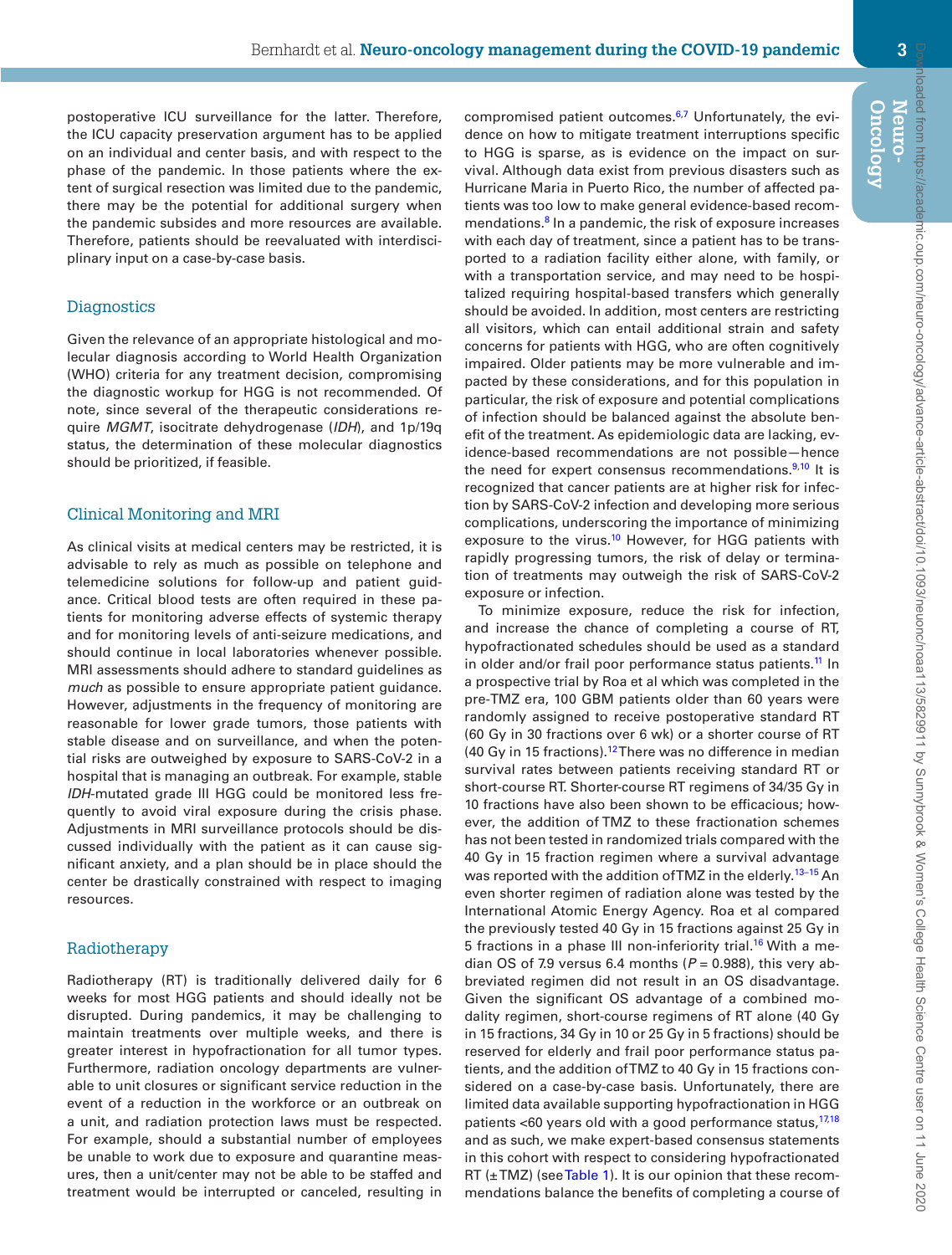postoperative ICU surveillance for the latter. Therefore, the ICU capacity preservation argument has to be applied on an individual and center basis, and with respect to the phase of the pandemic. In those patients where the extent of surgical resection was limited due to the pandemic, there may be the potential for additional surgery when the pandemic subsides and more resources are available. Therefore, patients should be reevaluated with interdisciplinary input on a case-by-case basis.

## Diagnostics

Given the relevance of an appropriate histological and molecular diagnosis according to World Health Organization (WHO) criteria for any treatment decision, compromising the diagnostic workup for HGG is not recommended. Of note, since several of the therapeutic considerations require *MGMT*, isocitrate dehydrogenase (*IDH*), and 1p/19q status, the determination of these molecular diagnostics should be prioritized, if feasible.

## Clinical Monitoring and MRI

As clinical visits at medical centers may be restricted, it is advisable to rely as much as possible on telephone and telemedicine solutions for follow-up and patient guidance. Critical blood tests are often required in these patients for monitoring adverse effects of systemic therapy and for monitoring levels of anti-seizure medications, and should continue in local laboratories whenever possible. MRI assessments should adhere to standard guidelines as *much* as possible to ensure appropriate patient guidance. However, adjustments in the frequency of monitoring are reasonable for lower grade tumors, those patients with stable disease and on surveillance, and when the potential risks are outweighed by exposure to SARS-CoV-2 in a hospital that is managing an outbreak. For example, stable *IDH*-mutated grade III HGG could be monitored less frequently to avoid viral exposure during the crisis phase. Adjustments in MRI surveillance protocols should be discussed individually with the patient as it can cause significant anxiety, and a plan should be in place should the center be drastically constrained with respect to imaging resources.

## Radiotherapy

Radiotherapy (RT) is traditionally delivered daily for 6 weeks for most HGG patients and should ideally not be disrupted. During pandemics, it may be challenging to maintain treatments over multiple weeks, and there is greater interest in hypofractionation for all tumor types. Furthermore, radiation oncology departments are vulnerable to unit closures or significant service reduction in the event of a reduction in the workforce or an outbreak on a unit, and radiation protection laws must be respected. For example, should a substantial number of employees be unable to work due to exposure and quarantine measures, then a unit/center may not be able to be staffed and treatment would be interrupted or canceled, resulting in compromised patient outcomes.[6,7] Unfortunately, the evidence on how to mitigate treatment interruptions specific to HGG is sparse, as is evidence on the impact on survival. Although data exist from previous disasters such as Hurricane Maria in Puerto Rico, the number of affected patients was too low to make general evidence-based recommendations.[8] In a pandemic, the risk of exposure increases with each day of treatment, since a patient has to be transported to a radiation facility either alone, with family, or with a transportation service, and may need to be hospitalized requiring hospital-based transfers which generally should be avoided. In addition, most centers are restricting all visitors, which can entail additional strain and safety concerns for patients with HGG, who are often cognitively impaired. Older patients may be more vulnerable and impacted by these considerations, and for this population in particular, the risk of exposure and potential complications of infection should be balanced against the absolute benefit of the treatment. As epidemiologic data are lacking, evidence-based recommendations are not possible—hence the need for expert consensus recommendations.[9,10] It is recognized that cancer patients are at higher risk for infection by SARS-CoV-2 infection and developing more serious complications, underscoring the importance of minimizing exposure to the virus.[10] However, for HGG patients with rapidly progressing tumors, the risk of delay or termination of treatments may outweigh the risk of SARS-CoV-2 exposure or infection.

To minimize exposure, reduce the risk for infection, and increase the chance of completing a course of RT, hypofractionated schedules should be used as a standard in older and/or frail poor performance status patients.[11] In a prospective trial by Roa et al which was completed in the pre-TMZ era, 100 GBM patients older than 60 years were randomly assigned to receive postoperative standard RT (60 Gy in 30 fractions over 6 wk) or a shorter course of RT (40 Gy in 15 fractions).[12] There was no difference in median survival rates between patients receiving standard RT or short-course RT. Shorter-course RT regimens of 34/35 Gy in 10 fractions have also been shown to be efficacious; however, the addition of TMZ to these fractionation schemes has not been tested in randomized trials compared with the 40 Gy in 15 fraction regimen where a survival advantage was reported with the addition of TMZ in the elderly.[13–15] An even shorter regimen of radiation alone was tested by the International Atomic Energy Agency. Roa et al compared the previously tested 40 Gy in 15 fractions against 25 Gy in 5 fractions in a phase III non-inferiority trial.[16] With a median OS of 7.9 versus 6.4 months ($P = 0.988$), this very abbreviated regimen did not result in an OS disadvantage. Given the significant OS advantage of a combined modality regimen, short-course regimens of RT alone (40 Gy in 15 fractions, 34 Gy in 10 or 25 Gy in 5 fractions) should be reserved for elderly and frail poor performance status patients, and the addition of TMZ to 40 Gy in 15 fractions considered on a case-by-case basis. Unfortunately, there are limited data available supporting hypofractionation in HGG patients <60 years old with a good performance status,[17,18] and as such, we make expert-based consensus statements in this cohort with respect to considering hypofractionated RT (±TMZ) (see Table 1). It is our opinion that these recommendations balance the benefits of completing a course of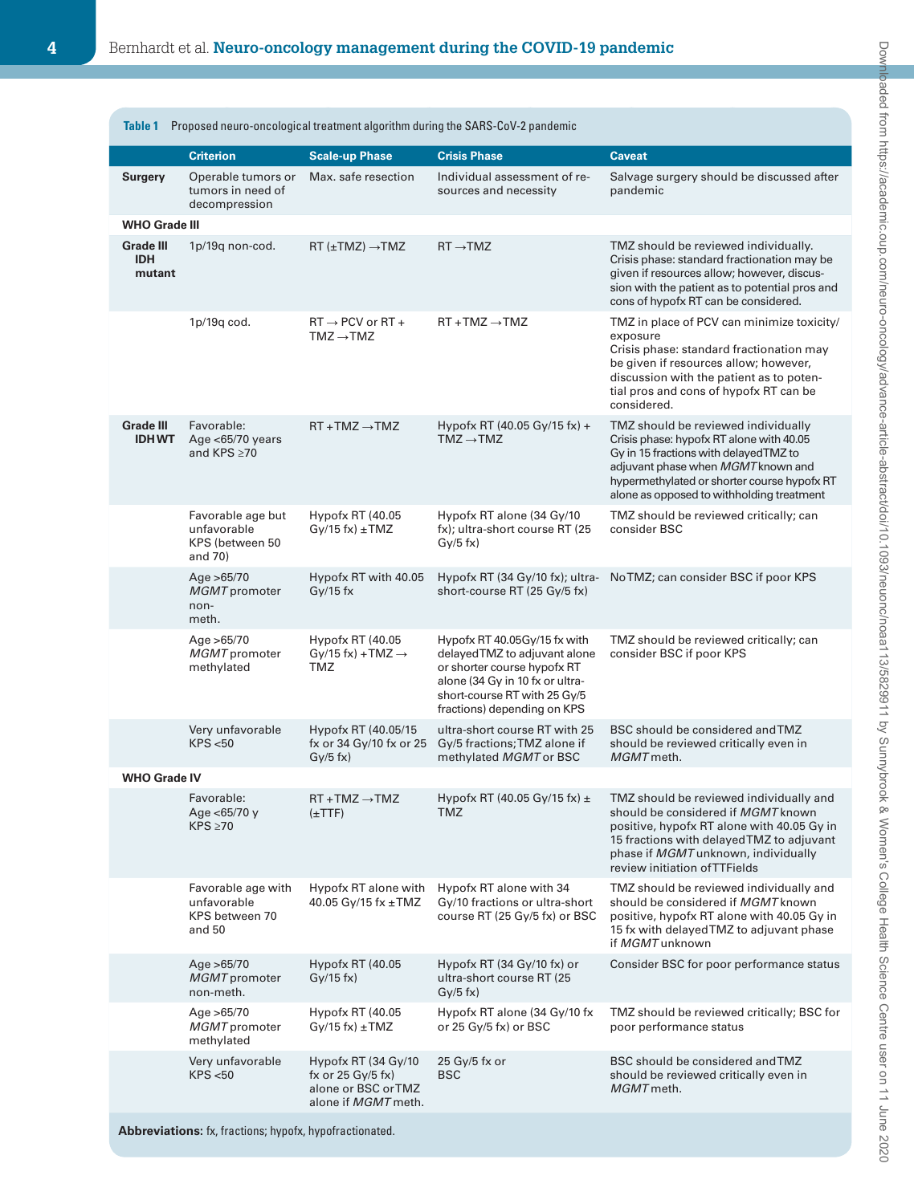**Table 1** Proposed neuro-oncological treatment algorithm during the SARS-CoV-2 pandemic

| | Criterion | Scale-up Phase | Crisis Phase | Caveat |
|---|---|---|---|---|
| **Surgery** | Operable tumors or tumors in need of decompression | Max. safe resection | Individual assessment of resources and necessity | Salvage surgery should be discussed after pandemic |
| **WHO Grade III** | | | | |
| **Grade III IDH mutant** | 1p/19q non-cod. | RT (±TMZ) →TMZ | RT →TMZ | TMZ should be reviewed individually. Crisis phase: standard fractionation may be given if resources allow; however, discussion with the patient as to potential pros and cons of hypofx RT can be considered. |
| | 1p/19q cod. | RT → PCV or RT + TMZ →TMZ | RT +TMZ →TMZ | TMZ in place of PCV can minimize toxicity/exposure Crisis phase: standard fractionation may be given if resources allow; however, discussion with the patient as to potential pros and cons of hypofx RT can be considered. |
| **Grade III IDH WT** | Favorable: Age <65/70 years and KPS ≥70 | RT +TMZ →TMZ | Hypofx RT (40.05 Gy/15 fx) + TMZ →TMZ | TMZ should be reviewed individually Crisis phase: hypofx RT alone with 40.05 Gy in 15 fractions with delayed TMZ to adjuvant phase when *MGMT* known and hypermethylated or shorter course hypofx RT alone as opposed to withholding treatment |
| | Favorable age but unfavorable KPS (between 50 and 70) | Hypofx RT (40.05 Gy/15 fx) ±TMZ | Hypofx RT alone (34 Gy/10 fx); ultra-short course RT (25 Gy/5 fx) | TMZ should be reviewed critically; can consider BSC |
| | Age >65/70 *MGMT* promoter non-meth. | Hypofx RT with 40.05 Gy/15 fx | Hypofx RT (34 Gy/10 fx); ultra-short-course RT (25 Gy/5 fx) | No TMZ; can consider BSC if poor KPS |
| | Age >65/70 *MGMT* promoter methylated | Hypofx RT (40.05 Gy/15 fx) +TMZ → TMZ | Hypofx RT 40.05Gy/15 fx with delayed TMZ to adjuvant alone or shorter course hypofx RT alone (34 Gy in 10 fx or ultra-short-course RT with 25 Gy/5 fractions) depending on KPS | TMZ should be reviewed critically; can consider BSC if poor KPS |
| | Very unfavorable KPS <50 | Hypofx RT (40.05/15 fx or 34 Gy/10 fx or 25 Gy/5 fx) | ultra-short course RT with 25 Gy/5 fractions; TMZ alone if methylated *MGMT* or BSC | BSC should be considered and TMZ should be reviewed critically even in *MGMT* meth. |
| **WHO Grade IV** | | | | |
| | Favorable: Age <65/70 y KPS ≥70 | RT +TMZ →TMZ (±TTF) | Hypofx RT (40.05 Gy/15 fx) ± TMZ | TMZ should be reviewed individually and should be considered if *MGMT* known positive, hypofx RT alone with 40.05 Gy in 15 fractions with delayed TMZ to adjuvant phase if *MGMT* unknown, individually review initiation of TTFields |
| | Favorable age with unfavorable KPS between 70 and 50 | Hypofx RT alone with 40.05 Gy/15 fx ±TMZ | Hypofx RT alone with 34 Gy/10 fractions or ultra-short course RT (25 Gy/5 fx) or BSC | TMZ should be reviewed individually and should be considered if *MGMT* known positive, hypofx RT alone with 40.05 Gy in 15 fx with delayed TMZ to adjuvant phase if *MGMT* unknown |
| | Age >65/70 *MGMT* promoter non-meth. | Hypofx RT (40.05 Gy/15 fx) | Hypofx RT (34 Gy/10 fx) or ultra-short course RT (25 Gy/5 fx) | Consider BSC for poor performance status |
| | Age >65/70 *MGMT* promoter methylated | Hypofx RT (40.05 Gy/15 fx) ±TMZ | Hypofx RT alone (34 Gy/10 fx or 25 Gy/5 fx) or BSC | TMZ should be reviewed critically; BSC for poor performance status |
| | Very unfavorable KPS <50 | Hypofx RT (34 Gy/10 fx or 25 Gy/5 fx) alone or BSC or TMZ alone if *MGMT* meth. | 25 Gy/5 fx or BSC | BSC should be considered and TMZ should be reviewed critically even in *MGMT* meth. |

**Abbreviations:** fx, fractions; hypofx, hypofractionated.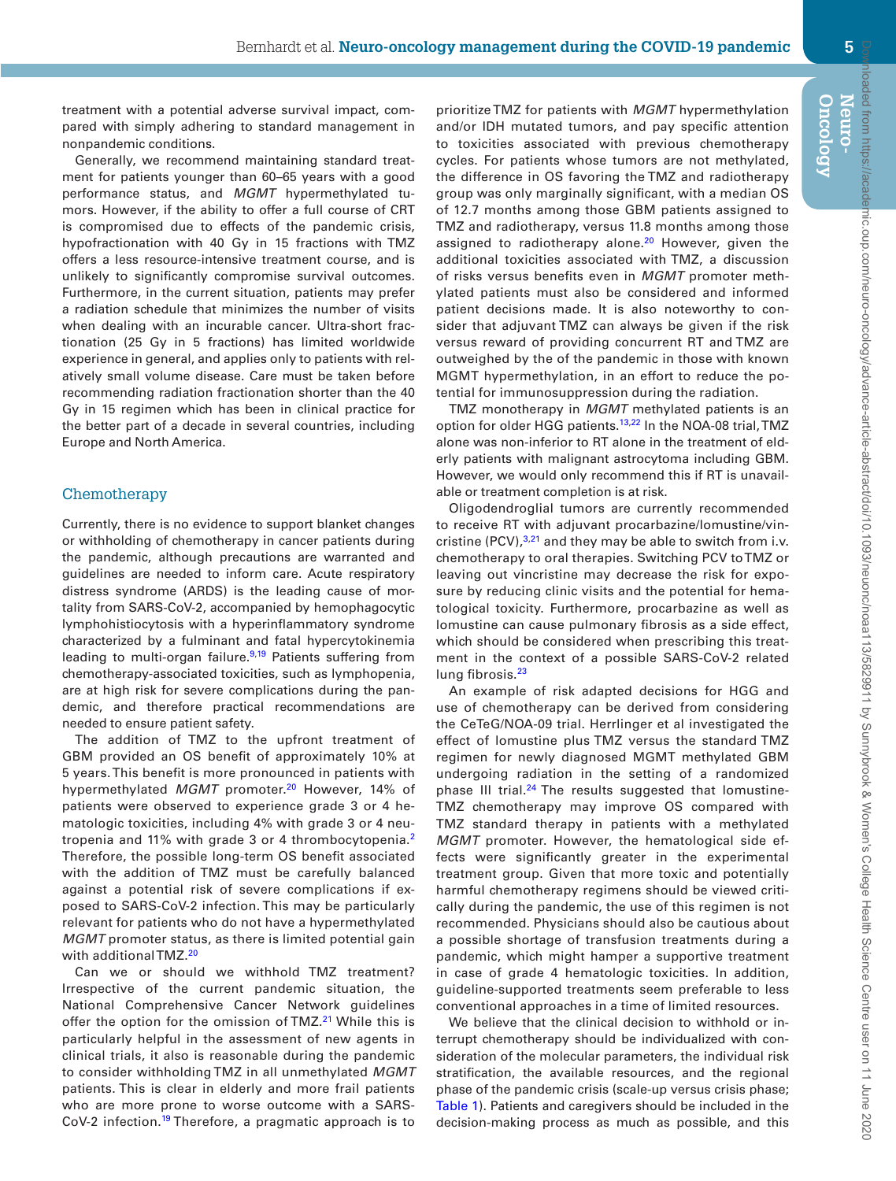treatment with a potential adverse survival impact, compared with simply adhering to standard management in nonpandemic conditions.

Generally, we recommend maintaining standard treatment for patients younger than 60–65 years with a good performance status, and *MGMT* hypermethylated tumors. However, if the ability to offer a full course of CRT is compromised due to effects of the pandemic crisis, hypofractionation with 40 Gy in 15 fractions with TMZ offers a less resource-intensive treatment course, and is unlikely to significantly compromise survival outcomes. Furthermore, in the current situation, patients may prefer a radiation schedule that minimizes the number of visits when dealing with an incurable cancer. Ultra-short fractionation (25 Gy in 5 fractions) has limited worldwide experience in general, and applies only to patients with relatively small volume disease. Care must be taken before recommending radiation fractionation shorter than the 40 Gy in 15 regimen which has been in clinical practice for the better part of a decade in several countries, including Europe and North America.

## Chemotherapy

Currently, there is no evidence to support blanket changes or withholding of chemotherapy in cancer patients during the pandemic, although precautions are warranted and guidelines are needed to inform care. Acute respiratory distress syndrome (ARDS) is the leading cause of mortality from SARS-CoV-2, accompanied by hemophagocytic lymphohistiocytosis with a hyperinflammatory syndrome characterized by a fulminant and fatal hypercytokinemia leading to multi-organ failure.[9,19] Patients suffering from chemotherapy-associated toxicities, such as lymphopenia, are at high risk for severe complications during the pandemic, and therefore practical recommendations are needed to ensure patient safety.

The addition of TMZ to the upfront treatment of GBM provided an OS benefit of approximately 10% at 5 years. This benefit is more pronounced in patients with hypermethylated *MGMT* promoter.[20] However, 14% of patients were observed to experience grade 3 or 4 hematologic toxicities, including 4% with grade 3 or 4 neutropenia and 11% with grade 3 or 4 thrombocytopenia.[2] Therefore, the possible long-term OS benefit associated with the addition of TMZ must be carefully balanced against a potential risk of severe complications if exposed to SARS-CoV-2 infection. This may be particularly relevant for patients who do not have a hypermethylated *MGMT* promoter status, as there is limited potential gain with additional TMZ.[20]

Can we or should we withhold TMZ treatment? Irrespective of the current pandemic situation, the National Comprehensive Cancer Network guidelines offer the option for the omission of TMZ.[21] While this is particularly helpful in the assessment of new agents in clinical trials, it also is reasonable during the pandemic to consider withholding TMZ in all unmethylated *MGMT* patients. This is clear in elderly and more frail patients who are more prone to worse outcome with a SARS-CoV-2 infection.[19] Therefore, a pragmatic approach is to prioritize TMZ for patients with *MGMT* hypermethylation and/or IDH mutated tumors, and pay specific attention to toxicities associated with previous chemotherapy cycles. For patients whose tumors are not methylated, the difference in OS favoring the TMZ and radiotherapy group was only marginally significant, with a median OS of 12.7 months among those GBM patients assigned to TMZ and radiotherapy, versus 11.8 months among those assigned to radiotherapy alone.[20] However, given the additional toxicities associated with TMZ, a discussion of risks versus benefits even in *MGMT* promoter methylated patients must also be considered and informed patient decisions made. It is also noteworthy to consider that adjuvant TMZ can always be given if the risk versus reward of providing concurrent RT and TMZ are outweighed by the of the pandemic in those with known MGMT hypermethylation, in an effort to reduce the potential for immunosuppression during the radiation.

TMZ monotherapy in *MGMT* methylated patients is an option for older HGG patients.[13,22] In the NOA-08 trial, TMZ alone was non-inferior to RT alone in the treatment of elderly patients with malignant astrocytoma including GBM. However, we would only recommend this if RT is unavailable or treatment completion is at risk.

Oligodendroglial tumors are currently recommended to receive RT with adjuvant procarbazine/lomustine/vincristine (PCV),[3,21] and they may be able to switch from i.v. chemotherapy to oral therapies. Switching PCV to TMZ or leaving out vincristine may decrease the risk for exposure by reducing clinic visits and the potential for hematological toxicity. Furthermore, procarbazine as well as lomustine can cause pulmonary fibrosis as a side effect, which should be considered when prescribing this treatment in the context of a possible SARS-CoV-2 related lung fibrosis.[23]

An example of risk adapted decisions for HGG and use of chemotherapy can be derived from considering the CeTeG/NOA-09 trial. Herrlinger et al investigated the effect of lomustine plus TMZ versus the standard TMZ regimen for newly diagnosed MGMT methylated GBM undergoing radiation in the setting of a randomized phase III trial.[24] The results suggested that lomustine-TMZ chemotherapy may improve OS compared with TMZ standard therapy in patients with a methylated *MGMT* promoter. However, the hematological side effects were significantly greater in the experimental treatment group. Given that more toxic and potentially harmful chemotherapy regimens should be viewed critically during the pandemic, the use of this regimen is not recommended. Physicians should also be cautious about a possible shortage of transfusion treatments during a pandemic, which might hamper a supportive treatment in case of grade 4 hematologic toxicities. In addition, guideline-supported treatments seem preferable to less conventional approaches in a time of limited resources.

We believe that the clinical decision to withhold or interrupt chemotherapy should be individualized with consideration of the molecular parameters, the individual risk stratification, the available resources, and the regional phase of the pandemic crisis (scale-up versus crisis phase; Table 1). Patients and caregivers should be included in the decision-making process as much as possible, and this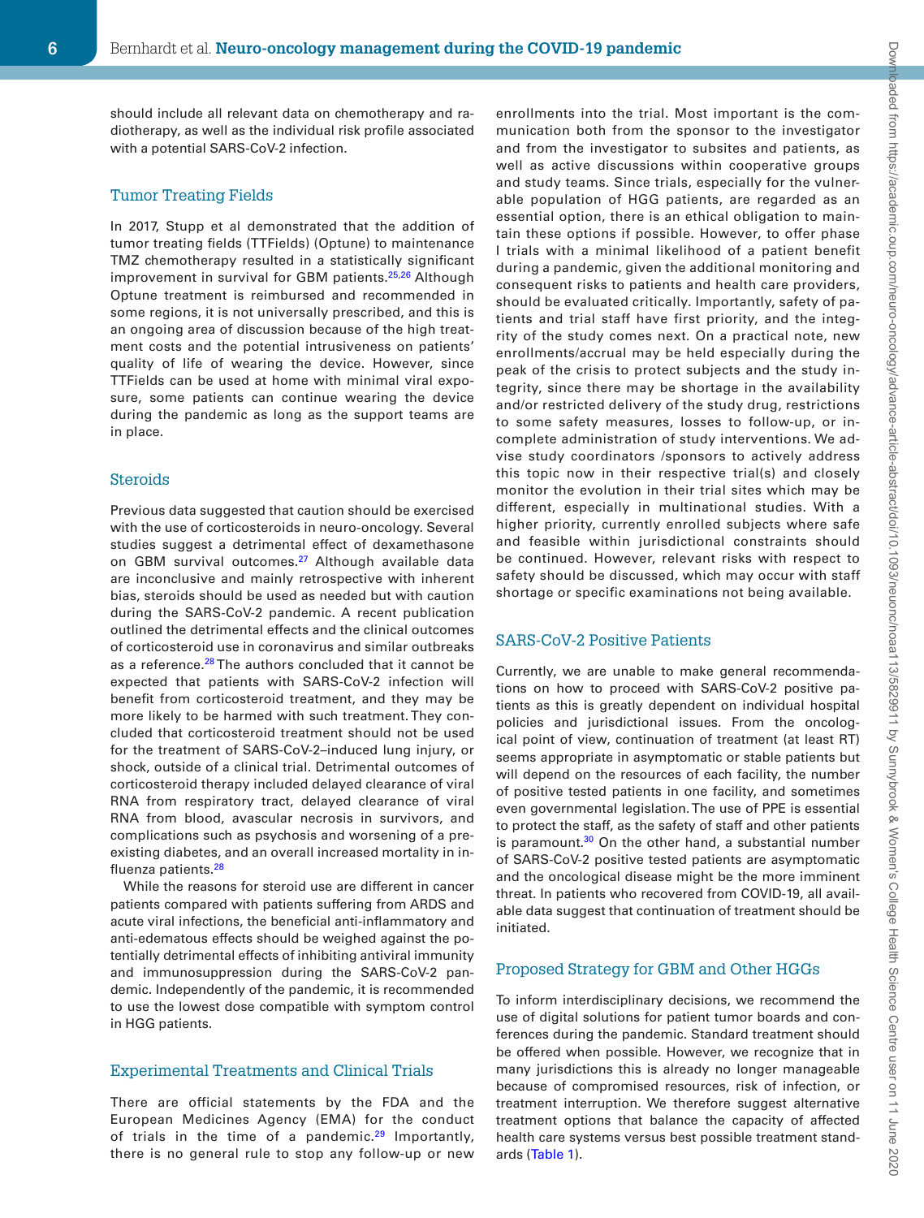should include all relevant data on chemotherapy and radiotherapy, as well as the individual risk profile associated with a potential SARS-CoV-2 infection.

## Tumor Treating Fields

In 2017, Stupp et al demonstrated that the addition of tumor treating fields (TTFields) (Optune) to maintenance TMZ chemotherapy resulted in a statistically significant improvement in survival for GBM patients.[25,26] Although Optune treatment is reimbursed and recommended in some regions, it is not universally prescribed, and this is an ongoing area of discussion because of the high treatment costs and the potential intrusiveness on patients' quality of life of wearing the device. However, since TTFields can be used at home with minimal viral exposure, some patients can continue wearing the device during the pandemic as long as the support teams are in place.

## Steroids

Previous data suggested that caution should be exercised with the use of corticosteroids in neuro-oncology. Several studies suggest a detrimental effect of dexamethasone on GBM survival outcomes.[27] Although available data are inconclusive and mainly retrospective with inherent bias, steroids should be used as needed but with caution during the SARS-CoV-2 pandemic. A recent publication outlined the detrimental effects and the clinical outcomes of corticosteroid use in coronavirus and similar outbreaks as a reference.[28] The authors concluded that it cannot be expected that patients with SARS-CoV-2 infection will benefit from corticosteroid treatment, and they may be more likely to be harmed with such treatment. They concluded that corticosteroid treatment should not be used for the treatment of SARS-CoV-2–induced lung injury, or shock, outside of a clinical trial. Detrimental outcomes of corticosteroid therapy included delayed clearance of viral RNA from respiratory tract, delayed clearance of viral RNA from blood, avascular necrosis in survivors, and complications such as psychosis and worsening of a preexisting diabetes, and an overall increased mortality in influenza patients.[28]

While the reasons for steroid use are different in cancer patients compared with patients suffering from ARDS and acute viral infections, the beneficial anti-inflammatory and anti-edematous effects should be weighed against the potentially detrimental effects of inhibiting antiviral immunity and immunosuppression during the SARS-CoV-2 pandemic. Independently of the pandemic, it is recommended to use the lowest dose compatible with symptom control in HGG patients.

## Experimental Treatments and Clinical Trials

There are official statements by the FDA and the European Medicines Agency (EMA) for the conduct of trials in the time of a pandemic.[29] Importantly, there is no general rule to stop any follow-up or new enrollments into the trial. Most important is the communication both from the sponsor to the investigator and from the investigator to subsites and patients, as well as active discussions within cooperative groups and study teams. Since trials, especially for the vulnerable population of HGG patients, are regarded as an essential option, there is an ethical obligation to maintain these options if possible. However, to offer phase I trials with a minimal likelihood of a patient benefit during a pandemic, given the additional monitoring and consequent risks to patients and health care providers, should be evaluated critically. Importantly, safety of patients and trial staff have first priority, and the integrity of the study comes next. On a practical note, new enrollments/accrual may be held especially during the peak of the crisis to protect subjects and the study integrity, since there may be shortage in the availability and/or restricted delivery of the study drug, restrictions to some safety measures, losses to follow-up, or incomplete administration of study interventions. We advise study coordinators /sponsors to actively address this topic now in their respective trial(s) and closely monitor the evolution in their trial sites which may be different, especially in multinational studies. With a higher priority, currently enrolled subjects where safe and feasible within jurisdictional constraints should be continued. However, relevant risks with respect to safety should be discussed, which may occur with staff shortage or specific examinations not being available.

## SARS-CoV-2 Positive Patients

Currently, we are unable to make general recommendations on how to proceed with SARS-CoV-2 positive patients as this is greatly dependent on individual hospital policies and jurisdictional issues. From the oncological point of view, continuation of treatment (at least RT) seems appropriate in asymptomatic or stable patients but will depend on the resources of each facility, the number of positive tested patients in one facility, and sometimes even governmental legislation. The use of PPE is essential to protect the staff, as the safety of staff and other patients is paramount.[30] On the other hand, a substantial number of SARS-CoV-2 positive tested patients are asymptomatic and the oncological disease might be the more imminent threat. In patients who recovered from COVID-19, all available data suggest that continuation of treatment should be initiated.

## Proposed Strategy for GBM and Other HGGs

To inform interdisciplinary decisions, we recommend the use of digital solutions for patient tumor boards and conferences during the pandemic. Standard treatment should be offered when possible. However, we recognize that in many jurisdictions this is already no longer manageable because of compromised resources, risk of infection, or treatment interruption. We therefore suggest alternative treatment options that balance the capacity of affected health care systems versus best possible treatment standards (Table 1).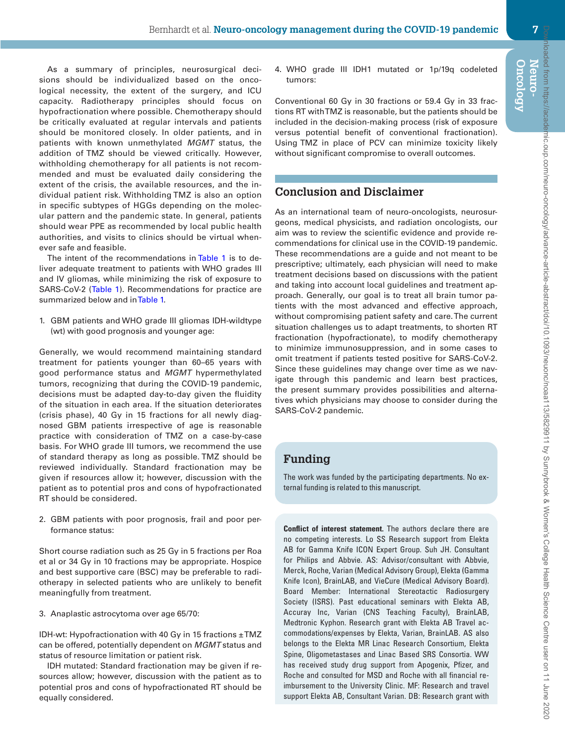As a summary of principles, neurosurgical decisions should be individualized based on the oncological necessity, the extent of the surgery, and ICU capacity. Radiotherapy principles should focus on hypofractionation where possible. Chemotherapy should be critically evaluated at regular intervals and patients should be monitored closely. In older patients, and in patients with known unmethylated *MGMT* status, the addition of TMZ should be viewed critically. However, withholding chemotherapy for all patients is not recommended and must be evaluated daily considering the extent of the crisis, the available resources, and the individual patient risk. Withholding TMZ is also an option in specific subtypes of HGGs depending on the molecular pattern and the pandemic state. In general, patients should wear PPE as recommended by local public health authorities, and visits to clinics should be virtual whenever safe and feasible.

The intent of the recommendations in Table 1 is to deliver adequate treatment to patients with WHO grades III and IV gliomas, while minimizing the risk of exposure to SARS-CoV-2 (Table 1). Recommendations for practice are summarized below and in Table 1.

1. GBM patients and WHO grade III gliomas IDH-wildtype (wt) with good prognosis and younger age:

Generally, we would recommend maintaining standard treatment for patients younger than 60–65 years with good performance status and *MGMT* hypermethylated tumors, recognizing that during the COVID-19 pandemic, decisions must be adapted day-to-day given the fluidity of the situation in each area. If the situation deteriorates (crisis phase), 40 Gy in 15 fractions for all newly diagnosed GBM patients irrespective of age is reasonable practice with consideration of TMZ on a case-by-case basis. For WHO grade III tumors, we recommend the use of standard therapy as long as possible. TMZ should be reviewed individually. Standard fractionation may be given if resources allow; however, discussion with the patient as to potential pros and cons of hypofractionated RT should be considered.

2. GBM patients with poor prognosis, frail and poor performance status:

Short course radiation such as 25 Gy in 5 fractions per Roa et al or 34 Gy in 10 fractions may be appropriate. Hospice and best supportive care (BSC) may be preferable to radiotherapy in selected patients who are unlikely to benefit meaningfully from treatment.

3. Anaplastic astrocytoma over age 65/70:

IDH-wt: Hypofractionation with 40 Gy in 15 fractions ±TMZ can be offered, potentially dependent on *MGMT* status and status of resource limitation or patient risk.

IDH mutated: Standard fractionation may be given if resources allow; however, discussion with the patient as to potential pros and cons of hypofractionated RT should be equally considered.

4. WHO grade III IDH1 mutated or 1p/19q codeleted tumors:

Conventional 60 Gy in 30 fractions or 59.4 Gy in 33 fractions RT with TMZ is reasonable, but the patients should be included in the decision-making process (risk of exposure versus potential benefit of conventional fractionation). Using TMZ in place of PCV can minimize toxicity likely without significant compromise to overall outcomes.

## Conclusion and Disclaimer

As an international team of neuro-oncologists, neurosurgeons, medical physicists, and radiation oncologists, our aim was to review the scientific evidence and provide recommendations for clinical use in the COVID-19 pandemic. These recommendations are a guide and not meant to be prescriptive; ultimately, each physician will need to make treatment decisions based on discussions with the patient and taking into account local guidelines and treatment approach. Generally, our goal is to treat all brain tumor patients with the most advanced and effective approach, without compromising patient safety and care. The current situation challenges us to adapt treatments, to shorten RT fractionation (hypofractionate), to modify chemotherapy to minimize immunosuppression, and in some cases to omit treatment if patients tested positive for SARS-CoV-2. Since these guidelines may change over time as we navigate through this pandemic and learn best practices, the present summary provides possibilities and alternatives which physicians may choose to consider during the SARS-CoV-2 pandemic.

## Funding

The work was funded by the participating departments. No external funding is related to this manuscript.

**Conflict of interest statement.** The authors declare there are no competing interests. Lo SS Research support from Elekta AB for Gamma Knife ICON Expert Group. Suh JH. Consultant for Philips and Abbvie. AS: Advisor/consultant with Abbvie, Merck, Roche, Varian (Medical Advisory Group), Elekta (Gamma Knife Icon), BrainLAB, and VieCure (Medical Advisory Board). Board Member: International Stereotactic Radiosurgery Society (ISRS). Past educational seminars with Elekta AB, Accuray Inc, Varian (CNS Teaching Faculty), BrainLAB, Medtronic Kyphon. Research grant with Elekta AB Travel accommodations/expenses by Elekta, Varian, BrainLAB. AS also belongs to the Elekta MR Linac Research Consortium, Elekta Spine, Oligometastases and Linac Based SRS Consortia. WW has received study drug support from Apogenix, Pfizer, and Roche and consulted for MSD and Roche with all financial reimbursement to the University Clinic. MF: Research and travel support Elekta AB, Consultant Varian. DB: Research grant with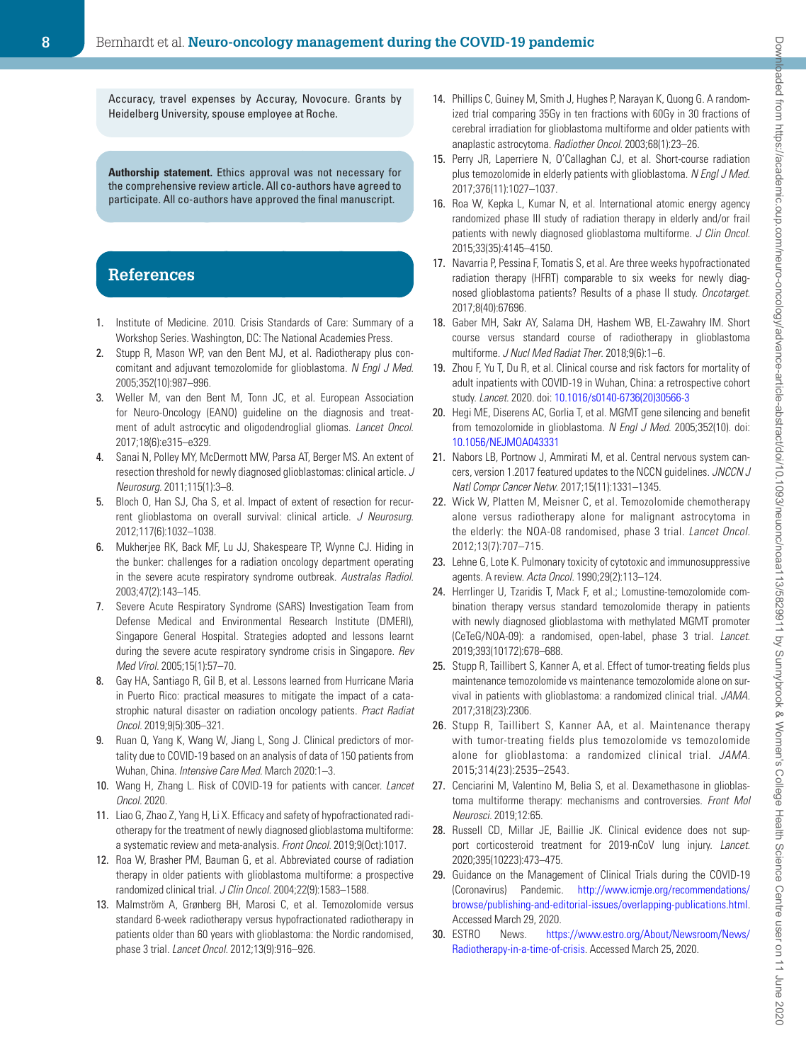Accuracy, travel expenses by Accuray, Novocure. Grants by Heidelberg University, spouse employee at Roche.

**Authorship statement.** Ethics approval was not necessary for the comprehensive review article. All co-authors have agreed to participate. All co-authors have approved the final manuscript.

## References

1. Institute of Medicine. 2010. Crisis Standards of Care: Summary of a Workshop Series. Washington, DC: The National Academies Press.
2. Stupp R, Mason WP, van den Bent MJ, et al. Radiotherapy plus concomitant and adjuvant temozolomide for glioblastoma. *N Engl J Med.* 2005;352(10):987–996.
3. Weller M, van den Bent M, Tonn JC, et al. European Association for Neuro-Oncology (EANO) guideline on the diagnosis and treatment of adult astrocytic and oligodendroglial gliomas. *Lancet Oncol.* 2017;18(6):e315–e329.
4. Sanai N, Polley MY, McDermott MW, Parsa AT, Berger MS. An extent of resection threshold for newly diagnosed glioblastomas: clinical article. *J Neurosurg.* 2011;115(1):3–8.
5. Bloch O, Han SJ, Cha S, et al. Impact of extent of resection for recurrent glioblastoma on overall survival: clinical article. *J Neurosurg.* 2012;117(6):1032–1038.
6. Mukherjee RK, Back MF, Lu JJ, Shakespeare TP, Wynne CJ. Hiding in the bunker: challenges for a radiation oncology department operating in the severe acute respiratory syndrome outbreak. *Australas Radiol.* 2003;47(2):143–145.
7. Severe Acute Respiratory Syndrome (SARS) Investigation Team from Defense Medical and Environmental Research Institute (DMERI), Singapore General Hospital. Strategies adopted and lessons learnt during the severe acute respiratory syndrome crisis in Singapore. *Rev Med Virol.* 2005;15(1):57–70.
8. Gay HA, Santiago R, Gil B, et al. Lessons learned from Hurricane Maria in Puerto Rico: practical measures to mitigate the impact of a catastrophic natural disaster on radiation oncology patients. *Pract Radiat Oncol.* 2019;9(5):305–321.
9. Ruan Q, Yang K, Wang W, Jiang L, Song J. Clinical predictors of mortality due to COVID-19 based on an analysis of data of 150 patients from Wuhan, China. *Intensive Care Med.* March 2020:1–3.
10. Wang H, Zhang L. Risk of COVID-19 for patients with cancer. *Lancet Oncol.* 2020.
11. Liao G, Zhao Z, Yang H, Li X. Efficacy and safety of hypofractionated radiotherapy for the treatment of newly diagnosed glioblastoma multiforme: a systematic review and meta-analysis. *Front Oncol.* 2019;9(Oct):1017.
12. Roa W, Brasher PM, Bauman G, et al. Abbreviated course of radiation therapy in older patients with glioblastoma multiforme: a prospective randomized clinical trial. *J Clin Oncol.* 2004;22(9):1583–1588.
13. Malmström A, Grønberg BH, Marosi C, et al. Temozolomide versus standard 6-week radiotherapy versus hypofractionated radiotherapy in patients older than 60 years with glioblastoma: the Nordic randomised, phase 3 trial. *Lancet Oncol.* 2012;13(9):916–926.
14. Phillips C, Guiney M, Smith J, Hughes P, Narayan K, Quong G. A randomized trial comparing 35Gy in ten fractions with 60Gy in 30 fractions of cerebral irradiation for glioblastoma multiforme and older patients with anaplastic astrocytoma. *Radiother Oncol.* 2003;68(1):23–26.
15. Perry JR, Laperriere N, O'Callaghan CJ, et al. Short-course radiation plus temozolomide in elderly patients with glioblastoma. *N Engl J Med.* 2017;376(11):1027–1037.
16. Roa W, Kepka L, Kumar N, et al. International atomic energy agency randomized phase III study of radiation therapy in elderly and/or frail patients with newly diagnosed glioblastoma multiforme. *J Clin Oncol.* 2015;33(35):4145–4150.
17. Navarria P, Pessina F, Tomatis S, et al. Are three weeks hypofractionated radiation therapy (HFRT) comparable to six weeks for newly diagnosed glioblastoma patients? Results of a phase II study. *Oncotarget.* 2017;8(40):67696.
18. Gaber MH, Sakr AY, Salama DH, Hashem WB, EL-Zawahry IM. Short course versus standard course of radiotherapy in glioblastoma multiforme. *J Nucl Med Radiat Ther.* 2018;9(6):1–6.
19. Zhou F, Yu T, Du R, et al. Clinical course and risk factors for mortality of adult inpatients with COVID-19 in Wuhan, China: a retrospective cohort study. *Lancet.* 2020. doi: 10.1016/s0140-6736(20)30566-3
20. Hegi ME, Diserens AC, Gorlia T, et al. MGMT gene silencing and benefit from temozolomide in glioblastoma. *N Engl J Med.* 2005;352(10). doi: 10.1056/NEJMOA043331
21. Nabors LB, Portnow J, Ammirati M, et al. Central nervous system cancers, version 1.2017 featured updates to the NCCN guidelines. *JNCCN J Natl Compr Cancer Netw.* 2017;15(11):1331–1345.
22. Wick W, Platten M, Meisner C, et al. Temozolomide chemotherapy alone versus radiotherapy alone for malignant astrocytoma in the elderly: the NOA-08 randomised, phase 3 trial. *Lancet Oncol.* 2012;13(7):707–715.
23. Lehne G, Lote K. Pulmonary toxicity of cytotoxic and immunosuppressive agents. A review. *Acta Oncol.* 1990;29(2):113–124.
24. Herrlinger U, Tzaridis T, Mack F, et al.; Lomustine-temozolomide combination therapy versus standard temozolomide therapy in patients with newly diagnosed glioblastoma with methylated MGMT promoter (CeTeG/NOA-09): a randomised, open-label, phase 3 trial. *Lancet.* 2019;393(10172):678–688.
25. Stupp R, Taillibert S, Kanner A, et al. Effect of tumor-treating fields plus maintenance temozolomide vs maintenance temozolomide alone on survival in patients with glioblastoma: a randomized clinical trial. *JAMA.* 2017;318(23):2306.
26. Stupp R, Taillibert S, Kanner AA, et al. Maintenance therapy with tumor-treating fields plus temozolomide vs temozolomide alone for glioblastoma: a randomized clinical trial. *JAMA.* 2015;314(23):2535–2543.
27. Cenciarini M, Valentino M, Belia S, et al. Dexamethasone in glioblastoma multiforme therapy: mechanisms and controversies. *Front Mol Neurosci.* 2019;12:65.
28. Russell CD, Millar JE, Baillie JK. Clinical evidence does not support corticosteroid treatment for 2019-nCoV lung injury. *Lancet.* 2020;395(10223):473–475.
29. Guidance on the Management of Clinical Trials during the COVID-19 (Coronavirus) Pandemic. http://www.icmje.org/recommendations/browse/publishing-and-editorial-issues/overlapping-publications.html. Accessed March 29, 2020.
30. ESTRO News. https://www.estro.org/About/Newsroom/News/Radiotherapy-in-a-time-of-crisis. Accessed March 25, 2020.